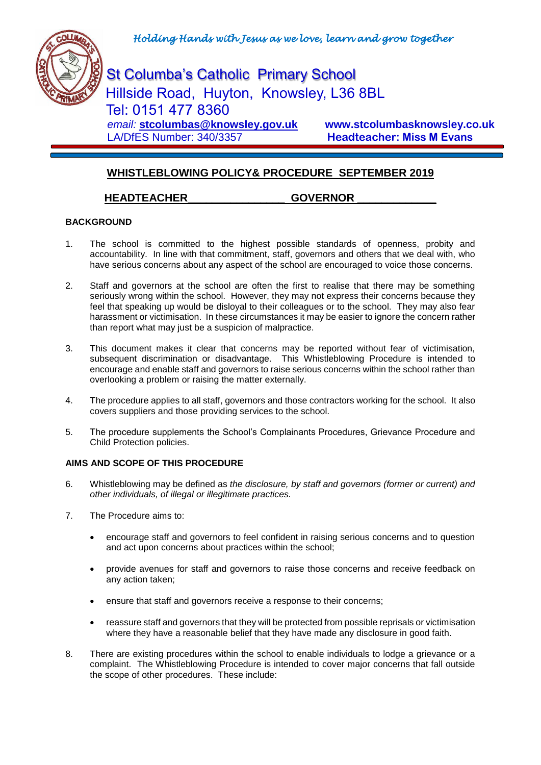*Holding Hands with Jesus as we love, learn and grow together*

# St Columba's Catholic Primary School

Hillside Road, Huyton, Knowsley, L36 8BL
Tel: 0151 477 8360
*email:* **stcolumbas@knowsley.gov.uk** **www.stcolumbasknowsley.co.uk**
LA/DfES Number: 340/3357 **Headteacher: Miss M Evans**

## WHISTLEBLOWING POLICY& PROCEDURE SEPTEMBER 2019

**HEADTEACHER________________ GOVERNOR _____________**

**BACKGROUND**

1. The school is committed to the highest possible standards of openness, probity and accountability. In line with that commitment, staff, governors and others that we deal with, who have serious concerns about any aspect of the school are encouraged to voice those concerns.

2. Staff and governors at the school are often the first to realise that there may be something seriously wrong within the school. However, they may not express their concerns because they feel that speaking up would be disloyal to their colleagues or to the school. They may also fear harassment or victimisation. In these circumstances it may be easier to ignore the concern rather than report what may just be a suspicion of malpractice.

3. This document makes it clear that concerns may be reported without fear of victimisation, subsequent discrimination or disadvantage. This Whistleblowing Procedure is intended to encourage and enable staff and governors to raise serious concerns within the school rather than overlooking a problem or raising the matter externally.

4. The procedure applies to all staff, governors and those contractors working for the school. It also covers suppliers and those providing services to the school.

5. The procedure supplements the School's Complainants Procedures, Grievance Procedure and Child Protection policies.

**AIMS AND SCOPE OF THIS PROCEDURE**

6. Whistleblowing may be defined as *the disclosure, by staff and governors (former or current) and other individuals, of illegal or illegitimate practices.*

7. The Procedure aims to:

   - encourage staff and governors to feel confident in raising serious concerns and to question and act upon concerns about practices within the school;
   - provide avenues for staff and governors to raise those concerns and receive feedback on any action taken;
   - ensure that staff and governors receive a response to their concerns;
   - reassure staff and governors that they will be protected from possible reprisals or victimisation where they have a reasonable belief that they have made any disclosure in good faith.

8. There are existing procedures within the school to enable individuals to lodge a grievance or a complaint. The Whistleblowing Procedure is intended to cover major concerns that fall outside the scope of other procedures. These include: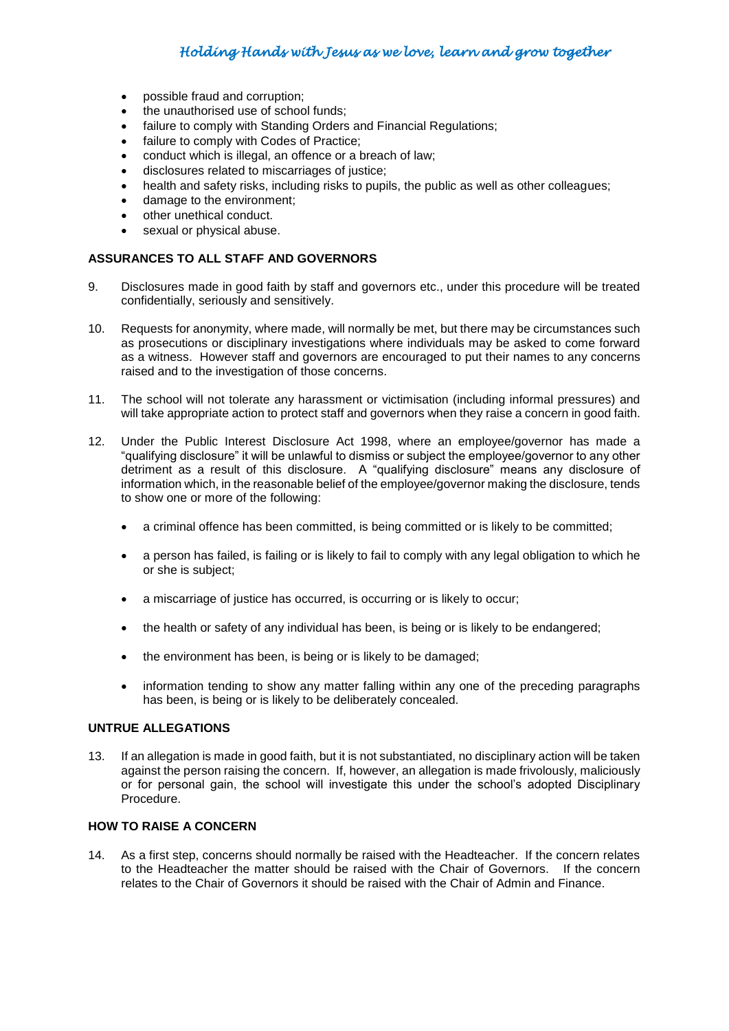- possible fraud and corruption;
- the unauthorised use of school funds;
- failure to comply with Standing Orders and Financial Regulations;
- failure to comply with Codes of Practice;
- conduct which is illegal, an offence or a breach of law;
- disclosures related to miscarriages of justice;
- health and safety risks, including risks to pupils, the public as well as other colleagues;
- damage to the environment;
- other unethical conduct.
- sexual or physical abuse.

**ASSURANCES TO ALL STAFF AND GOVERNORS**

9. Disclosures made in good faith by staff and governors etc., under this procedure will be treated confidentially, seriously and sensitively.

10. Requests for anonymity, where made, will normally be met, but there may be circumstances such as prosecutions or disciplinary investigations where individuals may be asked to come forward as a witness. However staff and governors are encouraged to put their names to any concerns raised and to the investigation of those concerns.

11. The school will not tolerate any harassment or victimisation (including informal pressures) and will take appropriate action to protect staff and governors when they raise a concern in good faith.

12. Under the Public Interest Disclosure Act 1998, where an employee/governor has made a "qualifying disclosure" it will be unlawful to dismiss or subject the employee/governor to any other detriment as a result of this disclosure. A "qualifying disclosure" means any disclosure of information which, in the reasonable belief of the employee/governor making the disclosure, tends to show one or more of the following:

    - a criminal offence has been committed, is being committed or is likely to be committed;
    - a person has failed, is failing or is likely to fail to comply with any legal obligation to which he or she is subject;
    - a miscarriage of justice has occurred, is occurring or is likely to occur;
    - the health or safety of any individual has been, is being or is likely to be endangered;
    - the environment has been, is being or is likely to be damaged;
    - information tending to show any matter falling within any one of the preceding paragraphs has been, is being or is likely to be deliberately concealed.

**UNTRUE ALLEGATIONS**

13. If an allegation is made in good faith, but it is not substantiated, no disciplinary action will be taken against the person raising the concern. If, however, an allegation is made frivolously, maliciously or for personal gain, the school will investigate this under the school's adopted Disciplinary Procedure.

**HOW TO RAISE A CONCERN**

14. As a first step, concerns should normally be raised with the Headteacher. If the concern relates to the Headteacher the matter should be raised with the Chair of Governors. If the concern relates to the Chair of Governors it should be raised with the Chair of Admin and Finance.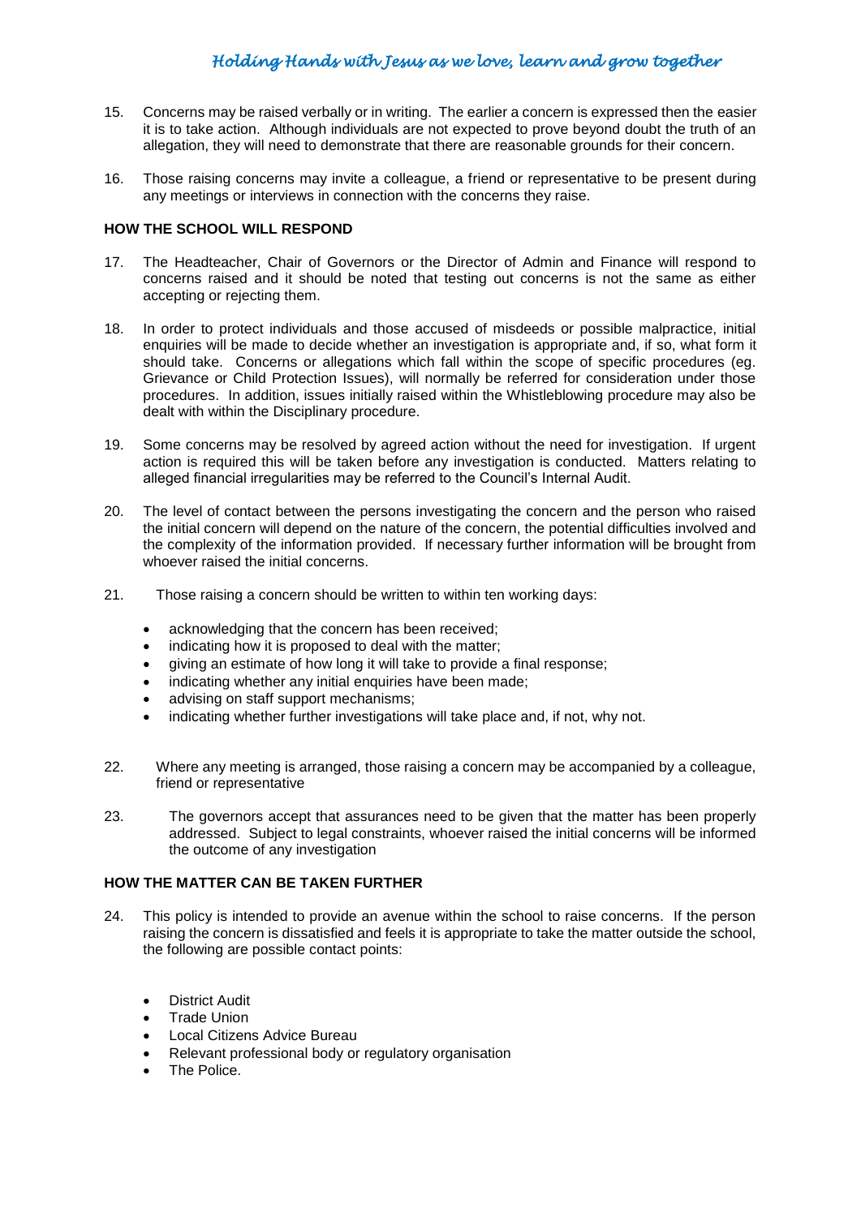15. Concerns may be raised verbally or in writing. The earlier a concern is expressed then the easier it is to take action. Although individuals are not expected to prove beyond doubt the truth of an allegation, they will need to demonstrate that there are reasonable grounds for their concern.

16. Those raising concerns may invite a colleague, a friend or representative to be present during any meetings or interviews in connection with the concerns they raise.

**HOW THE SCHOOL WILL RESPOND**

17. The Headteacher, Chair of Governors or the Director of Admin and Finance will respond to concerns raised and it should be noted that testing out concerns is not the same as either accepting or rejecting them.

18. In order to protect individuals and those accused of misdeeds or possible malpractice, initial enquiries will be made to decide whether an investigation is appropriate and, if so, what form it should take. Concerns or allegations which fall within the scope of specific procedures (eg. Grievance or Child Protection Issues), will normally be referred for consideration under those procedures. In addition, issues initially raised within the Whistleblowing procedure may also be dealt with within the Disciplinary procedure.

19. Some concerns may be resolved by agreed action without the need for investigation. If urgent action is required this will be taken before any investigation is conducted. Matters relating to alleged financial irregularities may be referred to the Council's Internal Audit.

20. The level of contact between the persons investigating the concern and the person who raised the initial concern will depend on the nature of the concern, the potential difficulties involved and the complexity of the information provided. If necessary further information will be brought from whoever raised the initial concerns.

21. Those raising a concern should be written to within ten working days:

    - acknowledging that the concern has been received;
    - indicating how it is proposed to deal with the matter;
    - giving an estimate of how long it will take to provide a final response;
    - indicating whether any initial enquiries have been made;
    - advising on staff support mechanisms;
    - indicating whether further investigations will take place and, if not, why not.

22. Where any meeting is arranged, those raising a concern may be accompanied by a colleague, friend or representative

23. The governors accept that assurances need to be given that the matter has been properly addressed. Subject to legal constraints, whoever raised the initial concerns will be informed the outcome of any investigation

**HOW THE MATTER CAN BE TAKEN FURTHER**

24. This policy is intended to provide an avenue within the school to raise concerns. If the person raising the concern is dissatisfied and feels it is appropriate to take the matter outside the school, the following are possible contact points:

    - District Audit
    - Trade Union
    - Local Citizens Advice Bureau
    - Relevant professional body or regulatory organisation
    - The Police.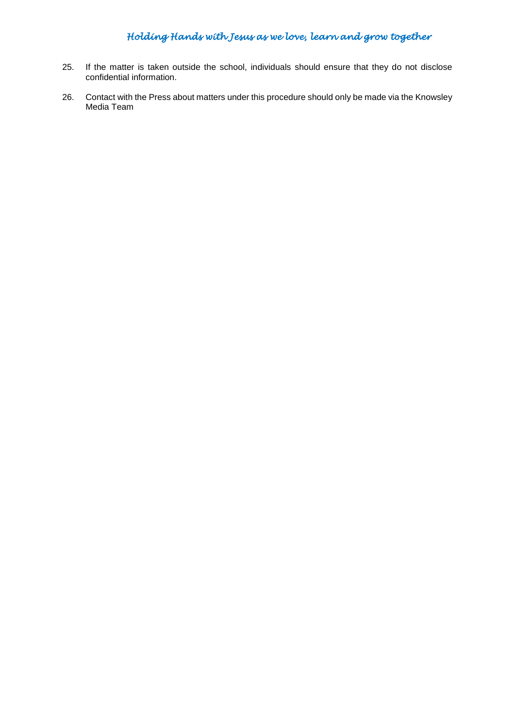25. If the matter is taken outside the school, individuals should ensure that they do not disclose confidential information.

26. Contact with the Press about matters under this procedure should only be made via the Knowsley Media Team